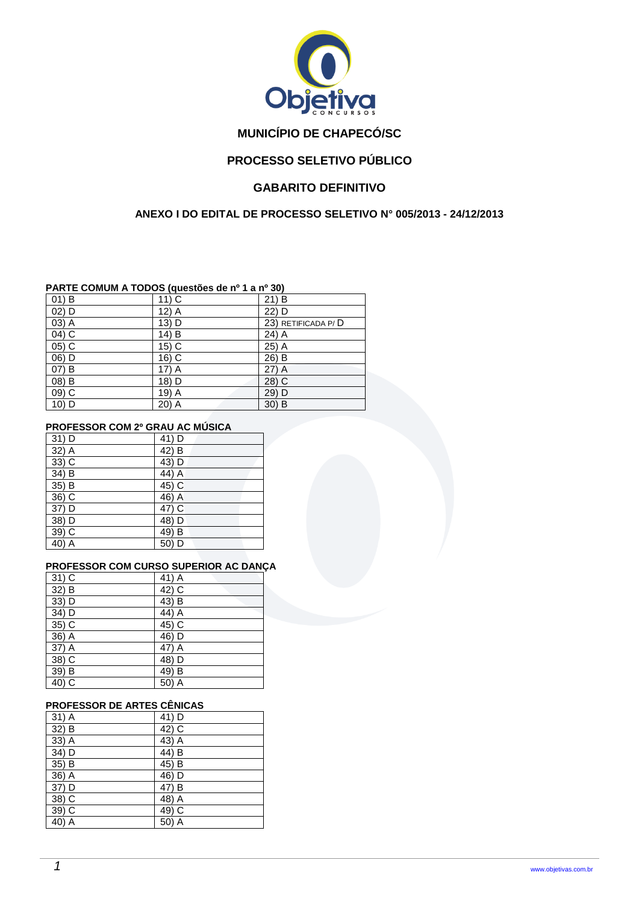## MUNICÍPIO DE CHAPECÓ/SC

## PROCESSO SELETIVO PÚBLICO

## GABARITO DEFINITIVO

### ANEXO I DO EDITAL DE PROCESSO SELETIVO N° 005/2013 - 24/12/2013

**PARTE COMUM A TODOS (questões de nº 1 a nº 30)**

| | | |
|---|---|---|
| 01) B | 11) C | 21) B |
| 02) D | 12) A | 22) D |
| 03) A | 13) D | 23) RETIFICADA P/ D |
| 04) C | 14) B | 24) A |
| 05) C | 15) C | 25) A |
| 06) D | 16) C | 26) B |
| 07) B | 17) A | 27) A |
| 08) B | 18) D | 28) C |
| 09) C | 19) A | 29) D |
| 10) D | 20) A | 30) B |

**PROFESSOR COM 2º GRAU AC MÚSICA**

| | |
|---|---|
| 31) D | 41) D |
| 32) A | 42) B |
| 33) C | 43) D |
| 34) B | 44) A |
| 35) B | 45) C |
| 36) C | 46) A |
| 37) D | 47) C |
| 38) D | 48) D |
| 39) C | 49) B |
| 40) A | 50) D |

**PROFESSOR COM CURSO SUPERIOR AC DANÇA**

| | |
|---|---|
| 31) C | 41) A |
| 32) B | 42) C |
| 33) D | 43) B |
| 34) D | 44) A |
| 35) C | 45) C |
| 36) A | 46) D |
| 37) A | 47) A |
| 38) C | 48) D |
| 39) B | 49) B |
| 40) C | 50) A |

**PROFESSOR DE ARTES CÊNICAS**

| | |
|---|---|
| 31) A | 41) D |
| 32) B | 42) C |
| 33) A | 43) A |
| 34) D | 44) B |
| 35) B | 45) B |
| 36) A | 46) D |
| 37) D | 47) B |
| 38) C | 48) A |
| 39) C | 49) C |
| 40) A | 50) A |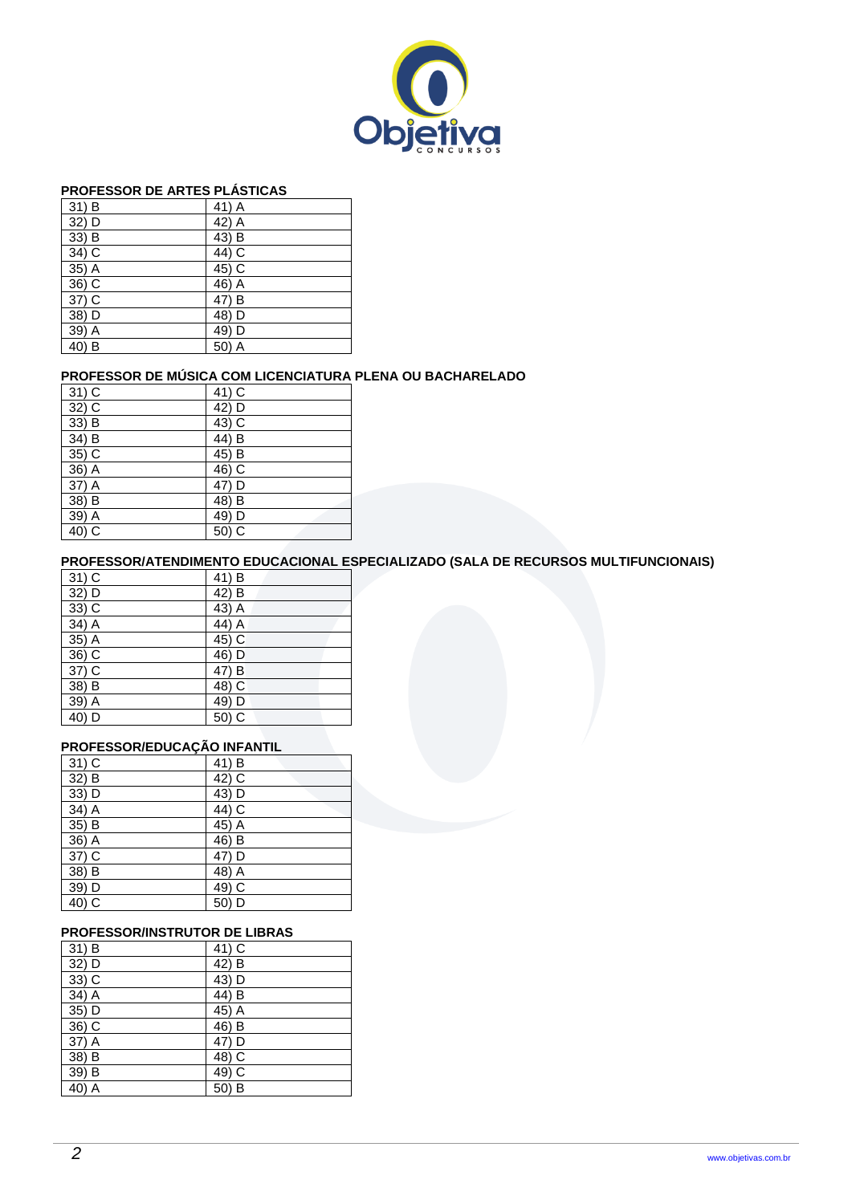**PROFESSOR DE ARTES PLÁSTICAS**

| | |
|---|---|
| 31) B | 41) A |
| 32) D | 42) A |
| 33) B | 43) B |
| 34) C | 44) C |
| 35) A | 45) C |
| 36) C | 46) A |
| 37) C | 47) B |
| 38) D | 48) D |
| 39) A | 49) D |
| 40) B | 50) A |

**PROFESSOR DE MÚSICA COM LICENCIATURA PLENA OU BACHARELADO**

| | |
|---|---|
| 31) C | 41) C |
| 32) C | 42) D |
| 33) B | 43) C |
| 34) B | 44) B |
| 35) C | 45) B |
| 36) A | 46) C |
| 37) A | 47) D |
| 38) B | 48) B |
| 39) A | 49) D |
| 40) C | 50) C |

**PROFESSOR/ATENDIMENTO EDUCACIONAL ESPECIALIZADO (SALA DE RECURSOS MULTIFUNCIONAIS)**

| | |
|---|---|
| 31) C | 41) B |
| 32) D | 42) B |
| 33) C | 43) A |
| 34) A | 44) A |
| 35) A | 45) C |
| 36) C | 46) D |
| 37) C | 47) B |
| 38) B | 48) C |
| 39) A | 49) D |
| 40) D | 50) C |

**PROFESSOR/EDUCAÇÃO INFANTIL**

| | |
|---|---|
| 31) C | 41) B |
| 32) B | 42) C |
| 33) D | 43) D |
| 34) A | 44) C |
| 35) B | 45) A |
| 36) A | 46) B |
| 37) C | 47) D |
| 38) B | 48) A |
| 39) D | 49) C |
| 40) C | 50) D |

**PROFESSOR/INSTRUTOR DE LIBRAS**

| | |
|---|---|
| 31) B | 41) C |
| 32) D | 42) B |
| 33) C | 43) D |
| 34) A | 44) B |
| 35) D | 45) A |
| 36) C | 46) B |
| 37) A | 47) D |
| 38) B | 48) C |
| 39) B | 49) C |
| 40) A | 50) B |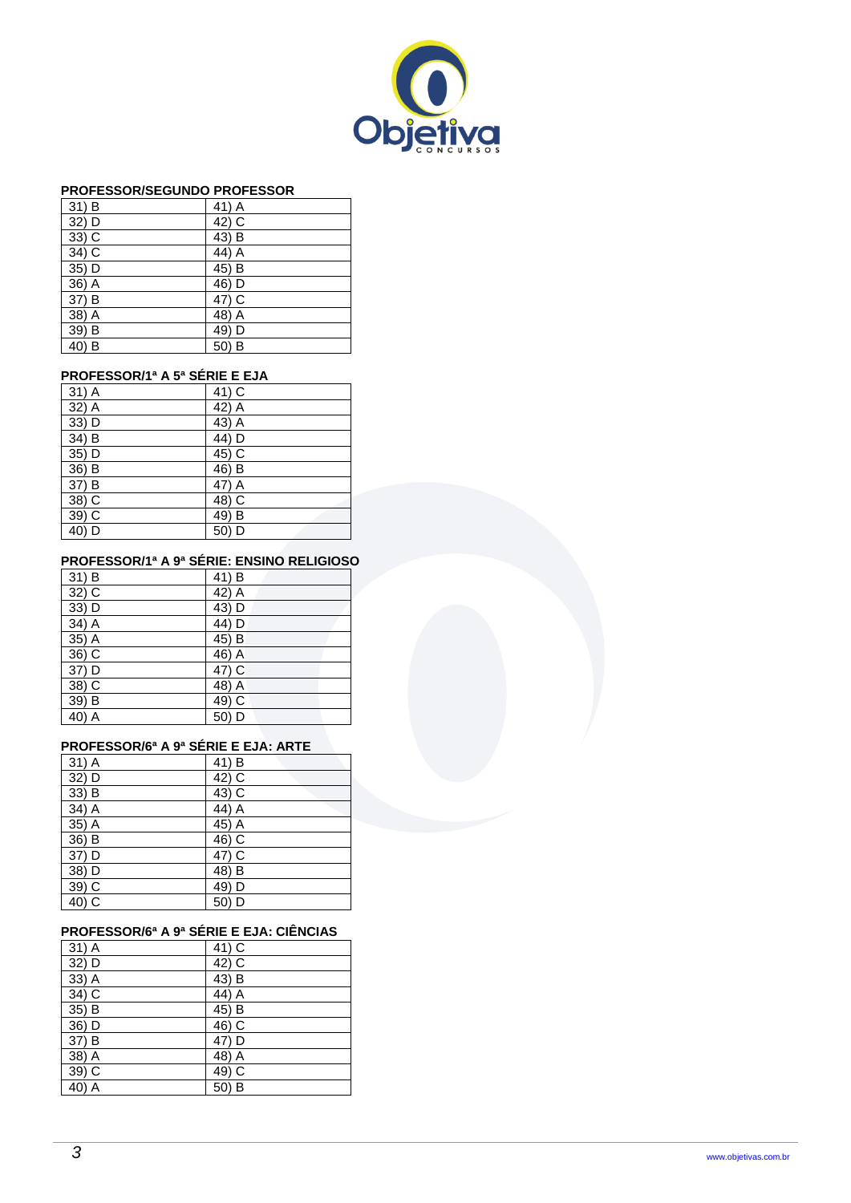**PROFESSOR/SEGUNDO PROFESSOR**

| | |
|---|---|
| 31) B | 41) A |
| 32) D | 42) C |
| 33) C | 43) B |
| 34) C | 44) A |
| 35) D | 45) B |
| 36) A | 46) D |
| 37) B | 47) C |
| 38) A | 48) A |
| 39) B | 49) D |
| 40) B | 50) B |

**PROFESSOR/1ª A 5ª SÉRIE E EJA**

| | |
|---|---|
| 31) A | 41) C |
| 32) A | 42) A |
| 33) D | 43) A |
| 34) B | 44) D |
| 35) D | 45) C |
| 36) B | 46) B |
| 37) B | 47) A |
| 38) C | 48) C |
| 39) C | 49) B |
| 40) D | 50) D |

**PROFESSOR/1ª A 9ª SÉRIE: ENSINO RELIGIOSO**

| | |
|---|---|
| 31) B | 41) B |
| 32) C | 42) A |
| 33) D | 43) D |
| 34) A | 44) D |
| 35) A | 45) B |
| 36) C | 46) A |
| 37) D | 47) C |
| 38) C | 48) A |
| 39) B | 49) C |
| 40) A | 50) D |

**PROFESSOR/6ª A 9ª SÉRIE E EJA: ARTE**

| | |
|---|---|
| 31) A | 41) B |
| 32) D | 42) C |
| 33) B | 43) C |
| 34) A | 44) A |
| 35) A | 45) A |
| 36) B | 46) C |
| 37) D | 47) C |
| 38) D | 48) B |
| 39) C | 49) D |
| 40) C | 50) D |

**PROFESSOR/6ª A 9ª SÉRIE E EJA: CIÊNCIAS**

| | |
|---|---|
| 31) A | 41) C |
| 32) D | 42) C |
| 33) A | 43) B |
| 34) C | 44) A |
| 35) B | 45) B |
| 36) D | 46) C |
| 37) B | 47) D |
| 38) A | 48) A |
| 39) C | 49) C |
| 40) A | 50) B |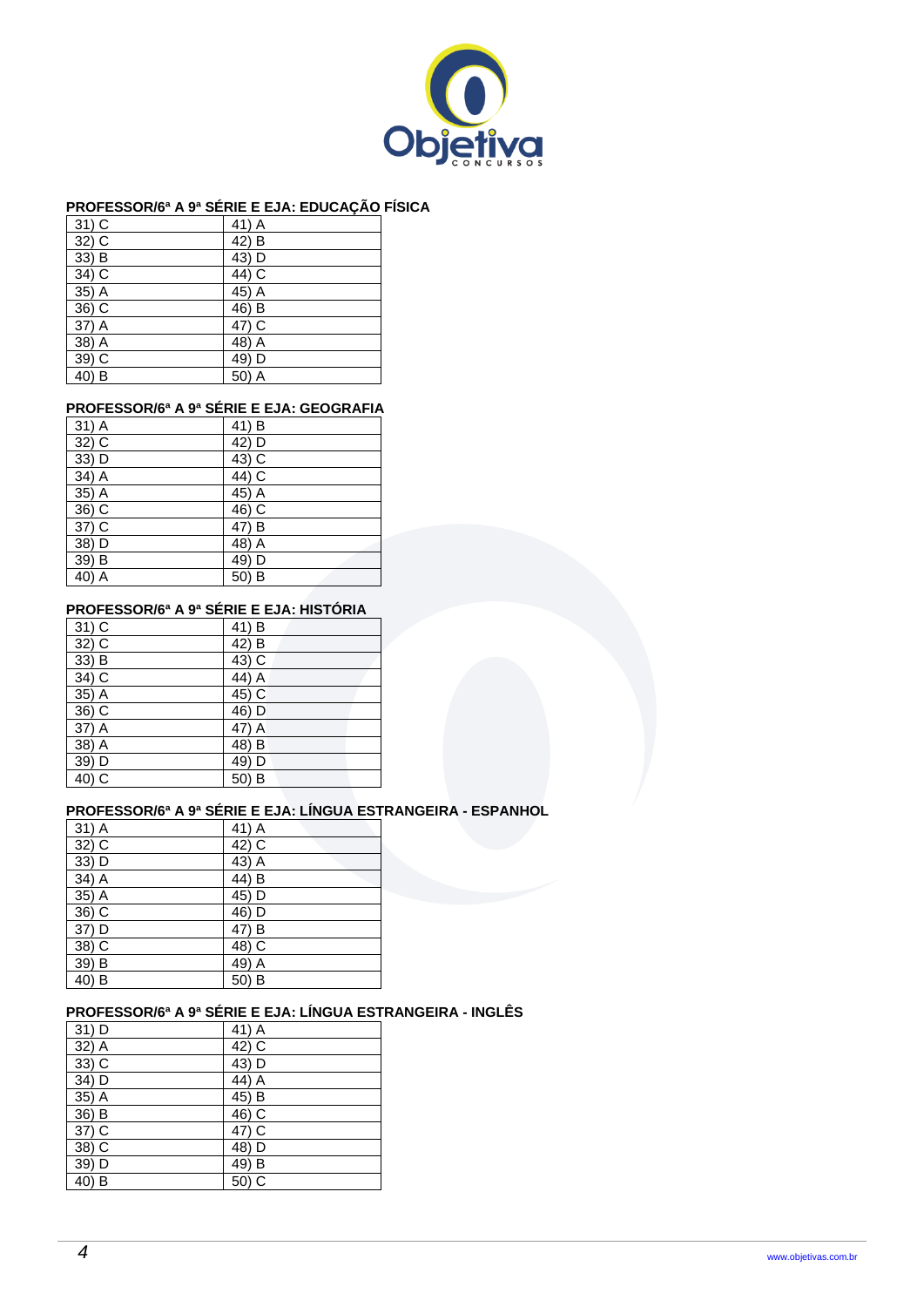**PROFESSOR/6ª A 9ª SÉRIE E EJA: EDUCAÇÃO FÍSICA**

| | |
|---|---|
| 31) C | 41) A |
| 32) C | 42) B |
| 33) B | 43) D |
| 34) C | 44) C |
| 35) A | 45) A |
| 36) C | 46) B |
| 37) A | 47) C |
| 38) A | 48) A |
| 39) C | 49) D |
| 40) B | 50) A |

**PROFESSOR/6ª A 9ª SÉRIE E EJA: GEOGRAFIA**

| | |
|---|---|
| 31) A | 41) B |
| 32) C | 42) D |
| 33) D | 43) C |
| 34) A | 44) C |
| 35) A | 45) A |
| 36) C | 46) C |
| 37) C | 47) B |
| 38) D | 48) A |
| 39) B | 49) D |
| 40) A | 50) B |

**PROFESSOR/6ª A 9ª SÉRIE E EJA: HISTÓRIA**

| | |
|---|---|
| 31) C | 41) B |
| 32) C | 42) B |
| 33) B | 43) C |
| 34) C | 44) A |
| 35) A | 45) C |
| 36) C | 46) D |
| 37) A | 47) A |
| 38) A | 48) B |
| 39) D | 49) D |
| 40) C | 50) B |

**PROFESSOR/6ª A 9ª SÉRIE E EJA: LÍNGUA ESTRANGEIRA - ESPANHOL**

| | |
|---|---|
| 31) A | 41) A |
| 32) C | 42) C |
| 33) D | 43) A |
| 34) A | 44) B |
| 35) A | 45) D |
| 36) C | 46) D |
| 37) D | 47) B |
| 38) C | 48) C |
| 39) B | 49) A |
| 40) B | 50) B |

**PROFESSOR/6ª A 9ª SÉRIE E EJA: LÍNGUA ESTRANGEIRA - INGLÊS**

| | |
|---|---|
| 31) D | 41) A |
| 32) A | 42) C |
| 33) C | 43) D |
| 34) D | 44) A |
| 35) A | 45) B |
| 36) B | 46) C |
| 37) C | 47) C |
| 38) C | 48) D |
| 39) D | 49) B |
| 40) B | 50) C |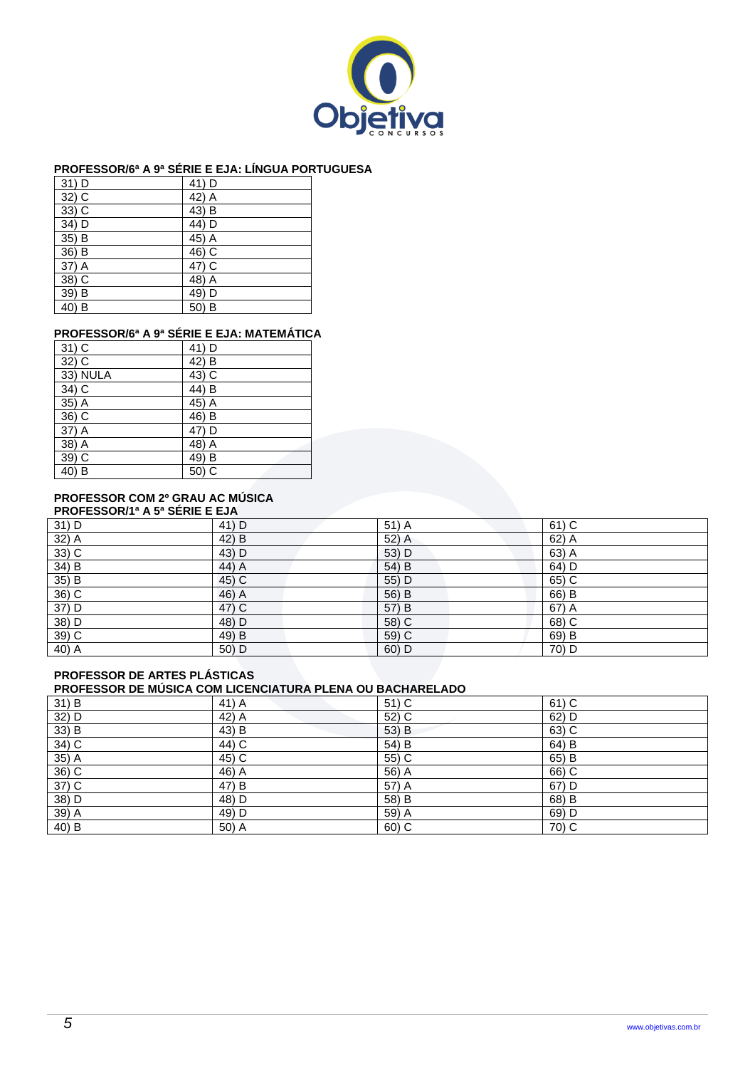**PROFESSOR/6ª A 9ª SÉRIE E EJA: LÍNGUA PORTUGUESA**

| | |
|---|---|
| 31) D | 41) D |
| 32) C | 42) A |
| 33) C | 43) B |
| 34) D | 44) D |
| 35) B | 45) A |
| 36) B | 46) C |
| 37) A | 47) C |
| 38) C | 48) A |
| 39) B | 49) D |
| 40) B | 50) B |

**PROFESSOR/6ª A 9ª SÉRIE E EJA: MATEMÁTICA**

| | |
|---|---|
| 31) C | 41) D |
| 32) C | 42) B |
| 33) NULA | 43) C |
| 34) C | 44) B |
| 35) A | 45) A |
| 36) C | 46) B |
| 37) A | 47) D |
| 38) A | 48) A |
| 39) C | 49) B |
| 40) B | 50) C |

**PROFESSOR COM 2º GRAU AC MÚSICA**
**PROFESSOR/1ª A 5ª SÉRIE E EJA**

| | | | |
|---|---|---|---|
| 31) D | 41) D | 51) A | 61) C |
| 32) A | 42) B | 52) A | 62) A |
| 33) C | 43) D | 53) D | 63) A |
| 34) B | 44) A | 54) B | 64) D |
| 35) B | 45) C | 55) D | 65) C |
| 36) C | 46) A | 56) B | 66) B |
| 37) D | 47) C | 57) B | 67) A |
| 38) D | 48) D | 58) C | 68) C |
| 39) C | 49) B | 59) C | 69) B |
| 40) A | 50) D | 60) D | 70) D |

**PROFESSOR DE ARTES PLÁSTICAS**
**PROFESSOR DE MÚSICA COM LICENCIATURA PLENA OU BACHARELADO**

| | | | |
|---|---|---|---|
| 31) B | 41) A | 51) C | 61) C |
| 32) D | 42) A | 52) C | 62) D |
| 33) B | 43) B | 53) B | 63) C |
| 34) C | 44) C | 54) B | 64) B |
| 35) A | 45) C | 55) C | 65) B |
| 36) C | 46) A | 56) A | 66) C |
| 37) C | 47) B | 57) A | 67) D |
| 38) D | 48) D | 58) B | 68) B |
| 39) A | 49) D | 59) A | 69) D |
| 40) B | 50) A | 60) C | 70) C |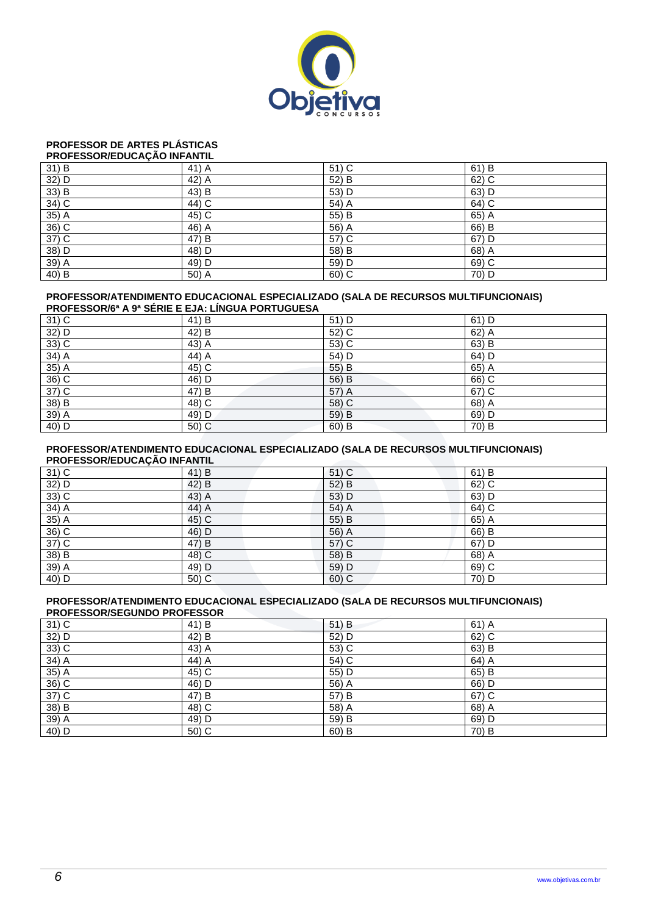**PROFESSOR DE ARTES PLÁSTICAS**
**PROFESSOR/EDUCAÇÃO INFANTIL**

| | | | |
|---|---|---|---|
| 31) B | 41) A | 51) C | 61) B |
| 32) D | 42) A | 52) B | 62) C |
| 33) B | 43) B | 53) D | 63) D |
| 34) C | 44) C | 54) A | 64) C |
| 35) A | 45) C | 55) B | 65) A |
| 36) C | 46) A | 56) A | 66) B |
| 37) C | 47) B | 57) C | 67) D |
| 38) D | 48) D | 58) B | 68) A |
| 39) A | 49) D | 59) D | 69) C |
| 40) B | 50) A | 60) C | 70) D |

**PROFESSOR/ATENDIMENTO EDUCACIONAL ESPECIALIZADO (SALA DE RECURSOS MULTIFUNCIONAIS)**
**PROFESSOR/6ª A 9ª SÉRIE E EJA: LÍNGUA PORTUGUESA**

| | | | |
|---|---|---|---|
| 31) C | 41) B | 51) D | 61) D |
| 32) D | 42) B | 52) C | 62) A |
| 33) C | 43) A | 53) C | 63) B |
| 34) A | 44) A | 54) D | 64) D |
| 35) A | 45) C | 55) B | 65) A |
| 36) C | 46) D | 56) B | 66) C |
| 37) C | 47) B | 57) A | 67) C |
| 38) B | 48) C | 58) C | 68) A |
| 39) A | 49) D | 59) B | 69) D |
| 40) D | 50) C | 60) B | 70) B |

**PROFESSOR/ATENDIMENTO EDUCACIONAL ESPECIALIZADO (SALA DE RECURSOS MULTIFUNCIONAIS)**
**PROFESSOR/EDUCAÇÃO INFANTIL**

| | | | |
|---|---|---|---|
| 31) C | 41) B | 51) C | 61) B |
| 32) D | 42) B | 52) B | 62) C |
| 33) C | 43) A | 53) D | 63) D |
| 34) A | 44) A | 54) A | 64) C |
| 35) A | 45) C | 55) B | 65) A |
| 36) C | 46) D | 56) A | 66) B |
| 37) C | 47) B | 57) C | 67) D |
| 38) B | 48) C | 58) B | 68) A |
| 39) A | 49) D | 59) D | 69) C |
| 40) D | 50) C | 60) C | 70) D |

**PROFESSOR/ATENDIMENTO EDUCACIONAL ESPECIALIZADO (SALA DE RECURSOS MULTIFUNCIONAIS)**
**PROFESSOR/SEGUNDO PROFESSOR**

| | | | |
|---|---|---|---|
| 31) C | 41) B | 51) B | 61) A |
| 32) D | 42) B | 52) D | 62) C |
| 33) C | 43) A | 53) C | 63) B |
| 34) A | 44) A | 54) C | 64) A |
| 35) A | 45) C | 55) D | 65) B |
| 36) C | 46) D | 56) A | 66) D |
| 37) C | 47) B | 57) B | 67) C |
| 38) B | 48) C | 58) A | 68) A |
| 39) A | 49) D | 59) B | 69) D |
| 40) D | 50) C | 60) B | 70) B |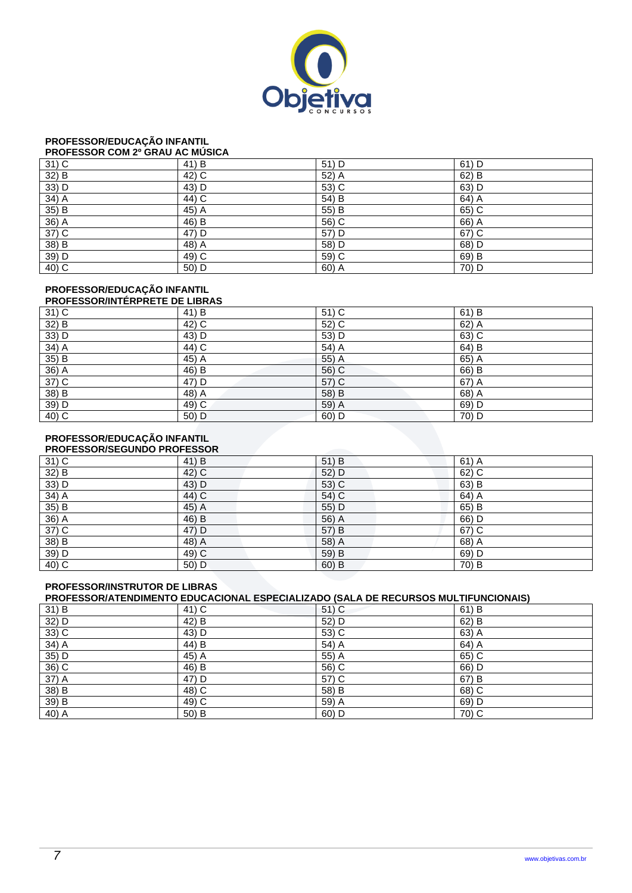**PROFESSOR/EDUCAÇÃO INFANTIL**
**PROFESSOR COM 2º GRAU AC MÚSICA**

| | | | |
|---|---|---|---|
| 31) C | 41) B | 51) D | 61) D |
| 32) B | 42) C | 52) A | 62) B |
| 33) D | 43) D | 53) C | 63) D |
| 34) A | 44) C | 54) B | 64) A |
| 35) B | 45) A | 55) B | 65) C |
| 36) A | 46) B | 56) C | 66) A |
| 37) C | 47) D | 57) D | 67) C |
| 38) B | 48) A | 58) D | 68) D |
| 39) D | 49) C | 59) C | 69) B |
| 40) C | 50) D | 60) A | 70) D |

**PROFESSOR/EDUCAÇÃO INFANTIL**
**PROFESSOR/INTÉRPRETE DE LIBRAS**

| | | | |
|---|---|---|---|
| 31) C | 41) B | 51) C | 61) B |
| 32) B | 42) C | 52) C | 62) A |
| 33) D | 43) D | 53) D | 63) C |
| 34) A | 44) C | 54) A | 64) B |
| 35) B | 45) A | 55) A | 65) A |
| 36) A | 46) B | 56) C | 66) B |
| 37) C | 47) D | 57) C | 67) A |
| 38) B | 48) A | 58) B | 68) A |
| 39) D | 49) C | 59) A | 69) D |
| 40) C | 50) D | 60) D | 70) D |

**PROFESSOR/EDUCAÇÃO INFANTIL**
**PROFESSOR/SEGUNDO PROFESSOR**

| | | | |
|---|---|---|---|
| 31) C | 41) B | 51) B | 61) A |
| 32) B | 42) C | 52) D | 62) C |
| 33) D | 43) D | 53) C | 63) B |
| 34) A | 44) C | 54) C | 64) A |
| 35) B | 45) A | 55) D | 65) B |
| 36) A | 46) B | 56) A | 66) D |
| 37) C | 47) D | 57) B | 67) C |
| 38) B | 48) A | 58) A | 68) A |
| 39) D | 49) C | 59) B | 69) D |
| 40) C | 50) D | 60) B | 70) B |

**PROFESSOR/INSTRUTOR DE LIBRAS**
**PROFESSOR/ATENDIMENTO EDUCACIONAL ESPECIALIZADO (SALA DE RECURSOS MULTIFUNCIONAIS)**

| | | | |
|---|---|---|---|
| 31) B | 41) C | 51) C | 61) B |
| 32) D | 42) B | 52) D | 62) B |
| 33) C | 43) D | 53) C | 63) A |
| 34) A | 44) B | 54) A | 64) A |
| 35) D | 45) A | 55) A | 65) C |
| 36) C | 46) B | 56) C | 66) D |
| 37) A | 47) D | 57) C | 67) B |
| 38) B | 48) C | 58) B | 68) C |
| 39) B | 49) C | 59) A | 69) D |
| 40) A | 50) B | 60) D | 70) C |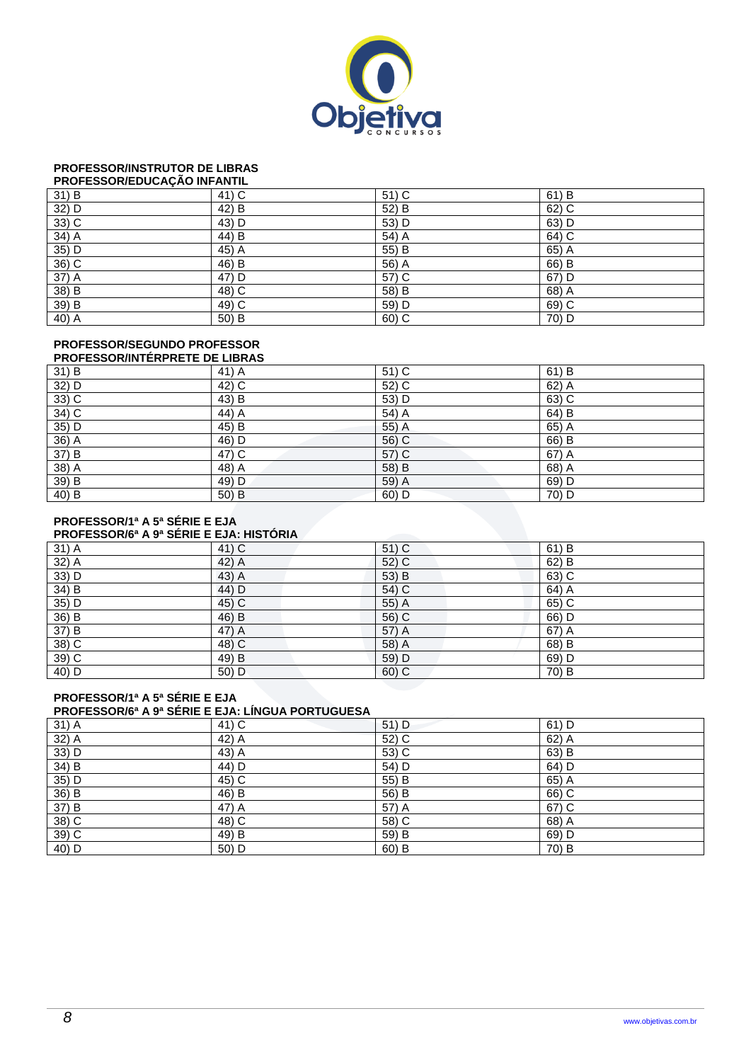**PROFESSOR/INSTRUTOR DE LIBRAS**
**PROFESSOR/EDUCAÇÃO INFANTIL**

| | | | |
|---|---|---|---|
| 31) B | 41) C | 51) C | 61) B |
| 32) D | 42) B | 52) B | 62) C |
| 33) C | 43) D | 53) D | 63) D |
| 34) A | 44) B | 54) A | 64) C |
| 35) D | 45) A | 55) B | 65) A |
| 36) C | 46) B | 56) A | 66) B |
| 37) A | 47) D | 57) C | 67) D |
| 38) B | 48) C | 58) B | 68) A |
| 39) B | 49) C | 59) D | 69) C |
| 40) A | 50) B | 60) C | 70) D |

**PROFESSOR/SEGUNDO PROFESSOR**
**PROFESSOR/INTÉRPRETE DE LIBRAS**

| | | | |
|---|---|---|---|
| 31) B | 41) A | 51) C | 61) B |
| 32) D | 42) C | 52) C | 62) A |
| 33) C | 43) B | 53) D | 63) C |
| 34) C | 44) A | 54) A | 64) B |
| 35) D | 45) B | 55) A | 65) A |
| 36) A | 46) D | 56) C | 66) B |
| 37) B | 47) C | 57) C | 67) A |
| 38) A | 48) A | 58) B | 68) A |
| 39) B | 49) D | 59) A | 69) D |
| 40) B | 50) B | 60) D | 70) D |

**PROFESSOR/1ª A 5ª SÉRIE E EJA**
**PROFESSOR/6ª A 9ª SÉRIE E EJA: HISTÓRIA**

| | | | |
|---|---|---|---|
| 31) A | 41) C | 51) C | 61) B |
| 32) A | 42) A | 52) C | 62) B |
| 33) D | 43) A | 53) B | 63) C |
| 34) B | 44) D | 54) C | 64) A |
| 35) D | 45) C | 55) A | 65) C |
| 36) B | 46) B | 56) C | 66) D |
| 37) B | 47) A | 57) A | 67) A |
| 38) C | 48) C | 58) A | 68) B |
| 39) C | 49) B | 59) D | 69) D |
| 40) D | 50) D | 60) C | 70) B |

**PROFESSOR/1ª A 5ª SÉRIE E EJA**
**PROFESSOR/6ª A 9ª SÉRIE E EJA: LÍNGUA PORTUGUESA**

| | | | |
|---|---|---|---|
| 31) A | 41) C | 51) D | 61) D |
| 32) A | 42) A | 52) C | 62) A |
| 33) D | 43) A | 53) C | 63) B |
| 34) B | 44) D | 54) D | 64) D |
| 35) D | 45) C | 55) B | 65) A |
| 36) B | 46) B | 56) B | 66) C |
| 37) B | 47) A | 57) A | 67) C |
| 38) C | 48) C | 58) C | 68) A |
| 39) C | 49) B | 59) B | 69) D |
| 40) D | 50) D | 60) B | 70) B |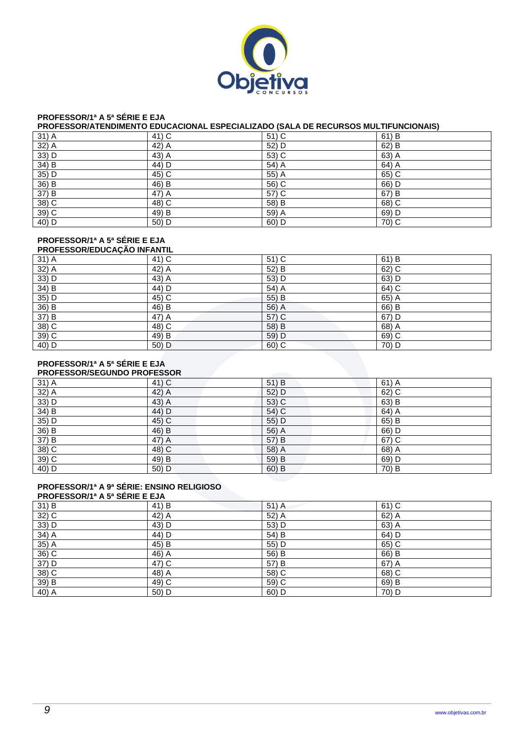**PROFESSOR/1ª A 5ª SÉRIE E EJA**
**PROFESSOR/ATENDIMENTO EDUCACIONAL ESPECIALIZADO (SALA DE RECURSOS MULTIFUNCIONAIS)**

| | | | |
|---|---|---|---|
| 31) A | 41) C | 51) C | 61) B |
| 32) A | 42) A | 52) D | 62) B |
| 33) D | 43) A | 53) C | 63) A |
| 34) B | 44) D | 54) A | 64) A |
| 35) D | 45) C | 55) A | 65) C |
| 36) B | 46) B | 56) C | 66) D |
| 37) B | 47) A | 57) C | 67) B |
| 38) C | 48) C | 58) B | 68) C |
| 39) C | 49) B | 59) A | 69) D |
| 40) D | 50) D | 60) D | 70) C |

**PROFESSOR/1ª A 5ª SÉRIE E EJA**
**PROFESSOR/EDUCAÇÃO INFANTIL**

| | | | |
|---|---|---|---|
| 31) A | 41) C | 51) C | 61) B |
| 32) A | 42) A | 52) B | 62) C |
| 33) D | 43) A | 53) D | 63) D |
| 34) B | 44) D | 54) A | 64) C |
| 35) D | 45) C | 55) B | 65) A |
| 36) B | 46) B | 56) A | 66) B |
| 37) B | 47) A | 57) C | 67) D |
| 38) C | 48) C | 58) B | 68) A |
| 39) C | 49) B | 59) D | 69) C |
| 40) D | 50) D | 60) C | 70) D |

**PROFESSOR/1ª A 5ª SÉRIE E EJA**
**PROFESSOR/SEGUNDO PROFESSOR**

| | | | |
|---|---|---|---|
| 31) A | 41) C | 51) B | 61) A |
| 32) A | 42) A | 52) D | 62) C |
| 33) D | 43) A | 53) C | 63) B |
| 34) B | 44) D | 54) C | 64) A |
| 35) D | 45) C | 55) D | 65) B |
| 36) B | 46) B | 56) A | 66) D |
| 37) B | 47) A | 57) B | 67) C |
| 38) C | 48) C | 58) A | 68) A |
| 39) C | 49) B | 59) B | 69) D |
| 40) D | 50) D | 60) B | 70) B |

**PROFESSOR/1ª A 9ª SÉRIE: ENSINO RELIGIOSO**
**PROFESSOR/1ª A 5ª SÉRIE E EJA**

| | | | |
|---|---|---|---|
| 31) B | 41) B | 51) A | 61) C |
| 32) C | 42) A | 52) A | 62) A |
| 33) D | 43) D | 53) D | 63) A |
| 34) A | 44) D | 54) B | 64) D |
| 35) A | 45) B | 55) D | 65) C |
| 36) C | 46) A | 56) B | 66) B |
| 37) D | 47) C | 57) B | 67) A |
| 38) C | 48) A | 58) C | 68) C |
| 39) B | 49) C | 59) C | 69) B |
| 40) A | 50) D | 60) D | 70) D |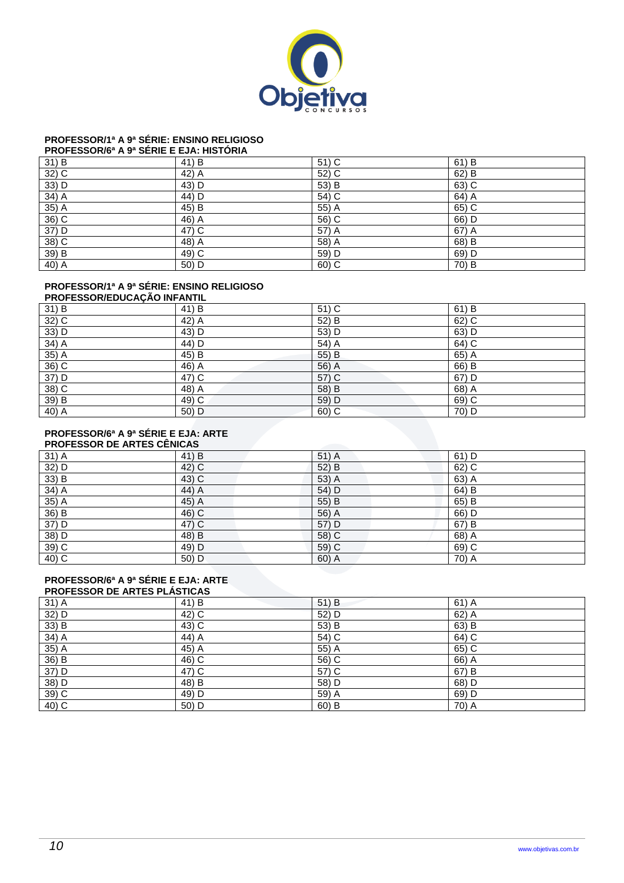**PROFESSOR/1ª A 9ª SÉRIE: ENSINO RELIGIOSO**
**PROFESSOR/6ª A 9ª SÉRIE E EJA: HISTÓRIA**

| | | | |
|---|---|---|---|
| 31) B | 41) B | 51) C | 61) B |
| 32) C | 42) A | 52) C | 62) B |
| 33) D | 43) D | 53) B | 63) C |
| 34) A | 44) D | 54) C | 64) A |
| 35) A | 45) B | 55) A | 65) C |
| 36) C | 46) A | 56) C | 66) D |
| 37) D | 47) C | 57) A | 67) A |
| 38) C | 48) A | 58) A | 68) B |
| 39) B | 49) C | 59) D | 69) D |
| 40) A | 50) D | 60) C | 70) B |

**PROFESSOR/1ª A 9ª SÉRIE: ENSINO RELIGIOSO**
**PROFESSOR/EDUCAÇÃO INFANTIL**

| | | | |
|---|---|---|---|
| 31) B | 41) B | 51) C | 61) B |
| 32) C | 42) A | 52) B | 62) C |
| 33) D | 43) D | 53) D | 63) D |
| 34) A | 44) D | 54) A | 64) C |
| 35) A | 45) B | 55) B | 65) A |
| 36) C | 46) A | 56) A | 66) B |
| 37) D | 47) C | 57) C | 67) D |
| 38) C | 48) A | 58) B | 68) A |
| 39) B | 49) C | 59) D | 69) C |
| 40) A | 50) D | 60) C | 70) D |

**PROFESSOR/6ª A 9ª SÉRIE E EJA: ARTE**
**PROFESSOR DE ARTES CÊNICAS**

| | | | |
|---|---|---|---|
| 31) A | 41) B | 51) A | 61) D |
| 32) D | 42) C | 52) B | 62) C |
| 33) B | 43) C | 53) A | 63) A |
| 34) A | 44) A | 54) D | 64) B |
| 35) A | 45) A | 55) B | 65) B |
| 36) B | 46) C | 56) A | 66) D |
| 37) D | 47) C | 57) D | 67) B |
| 38) D | 48) B | 58) C | 68) A |
| 39) C | 49) D | 59) C | 69) C |
| 40) C | 50) D | 60) A | 70) A |

**PROFESSOR/6ª A 9ª SÉRIE E EJA: ARTE**
**PROFESSOR DE ARTES PLÁSTICAS**

| | | | |
|---|---|---|---|
| 31) A | 41) B | 51) B | 61) A |
| 32) D | 42) C | 52) D | 62) A |
| 33) B | 43) C | 53) B | 63) B |
| 34) A | 44) A | 54) C | 64) C |
| 35) A | 45) A | 55) A | 65) C |
| 36) B | 46) C | 56) C | 66) A |
| 37) D | 47) C | 57) C | 67) B |
| 38) D | 48) B | 58) D | 68) D |
| 39) C | 49) D | 59) A | 69) D |
| 40) C | 50) D | 60) B | 70) A |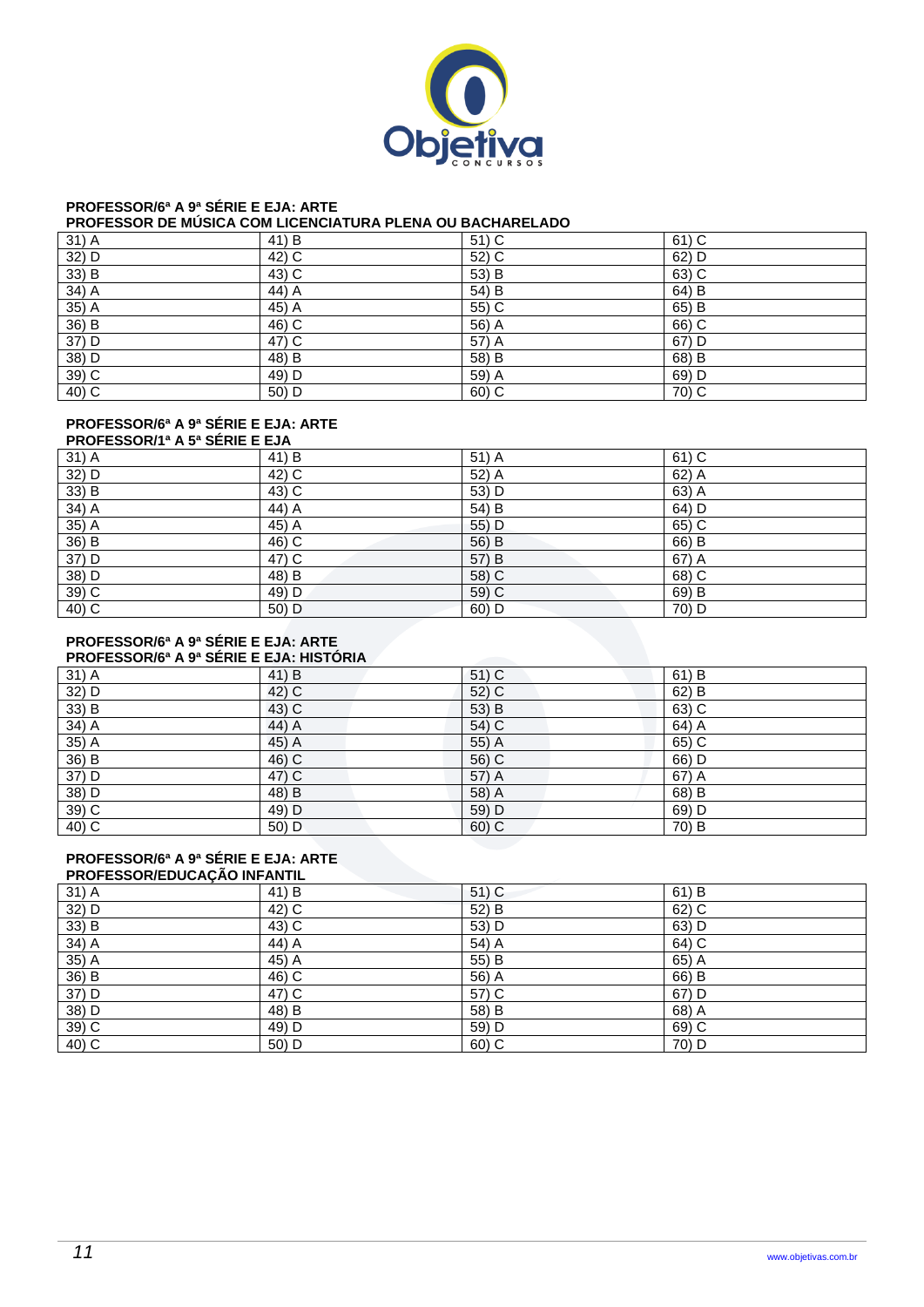**PROFESSOR/6ª A 9ª SÉRIE E EJA: ARTE**
**PROFESSOR DE MÚSICA COM LICENCIATURA PLENA OU BACHARELADO**

| | | | |
|---|---|---|---|
| 31) A | 41) B | 51) C | 61) C |
| 32) D | 42) C | 52) C | 62) D |
| 33) B | 43) C | 53) B | 63) C |
| 34) A | 44) A | 54) B | 64) B |
| 35) A | 45) A | 55) C | 65) B |
| 36) B | 46) C | 56) A | 66) C |
| 37) D | 47) C | 57) A | 67) D |
| 38) D | 48) B | 58) B | 68) B |
| 39) C | 49) D | 59) A | 69) D |
| 40) C | 50) D | 60) C | 70) C |

**PROFESSOR/6ª A 9ª SÉRIE E EJA: ARTE**
**PROFESSOR/1ª A 5ª SÉRIE E EJA**

| | | | |
|---|---|---|---|
| 31) A | 41) B | 51) A | 61) C |
| 32) D | 42) C | 52) A | 62) A |
| 33) B | 43) C | 53) D | 63) A |
| 34) A | 44) A | 54) B | 64) D |
| 35) A | 45) A | 55) D | 65) C |
| 36) B | 46) C | 56) B | 66) B |
| 37) D | 47) C | 57) B | 67) A |
| 38) D | 48) B | 58) C | 68) C |
| 39) C | 49) D | 59) C | 69) B |
| 40) C | 50) D | 60) D | 70) D |

**PROFESSOR/6ª A 9ª SÉRIE E EJA: ARTE**
**PROFESSOR/6ª A 9ª SÉRIE E EJA: HISTÓRIA**

| | | | |
|---|---|---|---|
| 31) A | 41) B | 51) C | 61) B |
| 32) D | 42) C | 52) C | 62) B |
| 33) B | 43) C | 53) B | 63) C |
| 34) A | 44) A | 54) C | 64) A |
| 35) A | 45) A | 55) A | 65) C |
| 36) B | 46) C | 56) C | 66) D |
| 37) D | 47) C | 57) A | 67) A |
| 38) D | 48) B | 58) A | 68) B |
| 39) C | 49) D | 59) D | 69) D |
| 40) C | 50) D | 60) C | 70) B |

**PROFESSOR/6ª A 9ª SÉRIE E EJA: ARTE**
**PROFESSOR/EDUCAÇÃO INFANTIL**

| | | | |
|---|---|---|---|
| 31) A | 41) B | 51) C | 61) B |
| 32) D | 42) C | 52) B | 62) C |
| 33) B | 43) C | 53) D | 63) D |
| 34) A | 44) A | 54) A | 64) C |
| 35) A | 45) A | 55) B | 65) A |
| 36) B | 46) C | 56) A | 66) B |
| 37) D | 47) C | 57) C | 67) D |
| 38) D | 48) B | 58) B | 68) A |
| 39) C | 49) D | 59) D | 69) C |
| 40) C | 50) D | 60) C | 70) D |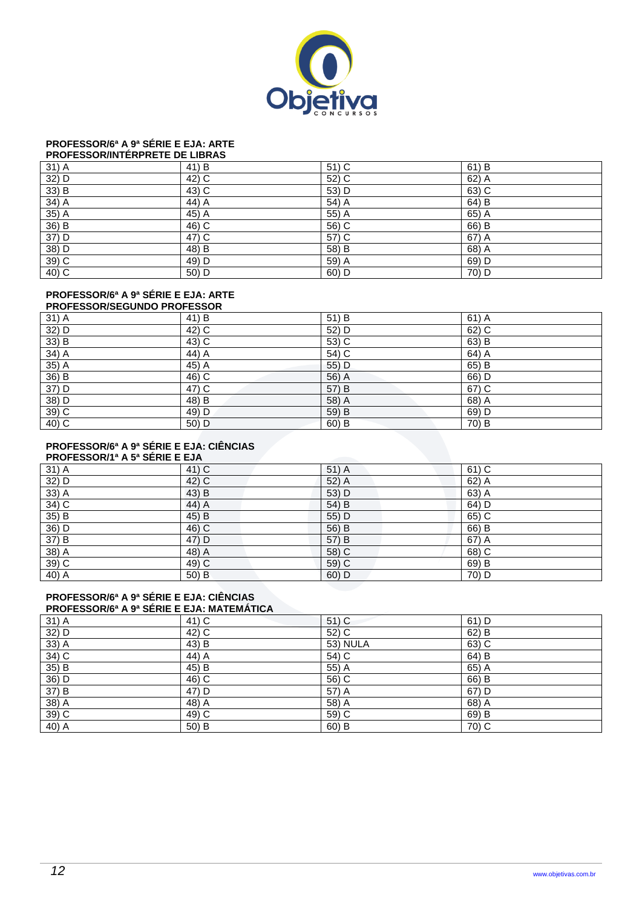**PROFESSOR/6ª A 9ª SÉRIE E EJA: ARTE**
**PROFESSOR/INTÉRPRETE DE LIBRAS**

| | | | |
|---|---|---|---|
| 31) A | 41) B | 51) C | 61) B |
| 32) D | 42) C | 52) C | 62) A |
| 33) B | 43) C | 53) D | 63) C |
| 34) A | 44) A | 54) A | 64) B |
| 35) A | 45) A | 55) A | 65) A |
| 36) B | 46) C | 56) C | 66) B |
| 37) D | 47) C | 57) C | 67) A |
| 38) D | 48) B | 58) B | 68) A |
| 39) C | 49) D | 59) A | 69) D |
| 40) C | 50) D | 60) D | 70) D |

**PROFESSOR/6ª A 9ª SÉRIE E EJA: ARTE**
**PROFESSOR/SEGUNDO PROFESSOR**

| | | | |
|---|---|---|---|
| 31) A | 41) B | 51) B | 61) A |
| 32) D | 42) C | 52) D | 62) C |
| 33) B | 43) C | 53) C | 63) B |
| 34) A | 44) A | 54) C | 64) A |
| 35) A | 45) A | 55) D | 65) B |
| 36) B | 46) C | 56) A | 66) D |
| 37) D | 47) C | 57) B | 67) C |
| 38) D | 48) B | 58) A | 68) A |
| 39) C | 49) D | 59) B | 69) D |
| 40) C | 50) D | 60) B | 70) B |

**PROFESSOR/6ª A 9ª SÉRIE E EJA: CIÊNCIAS**
**PROFESSOR/1ª A 5ª SÉRIE E EJA**

| | | | |
|---|---|---|---|
| 31) A | 41) C | 51) A | 61) C |
| 32) D | 42) C | 52) A | 62) A |
| 33) A | 43) B | 53) D | 63) A |
| 34) C | 44) A | 54) B | 64) D |
| 35) B | 45) B | 55) D | 65) C |
| 36) D | 46) C | 56) B | 66) B |
| 37) B | 47) D | 57) B | 67) A |
| 38) A | 48) A | 58) C | 68) C |
| 39) C | 49) C | 59) C | 69) B |
| 40) A | 50) B | 60) D | 70) D |

**PROFESSOR/6ª A 9ª SÉRIE E EJA: CIÊNCIAS**
**PROFESSOR/6ª A 9ª SÉRIE E EJA: MATEMÁTICA**

| | | | |
|---|---|---|---|
| 31) A | 41) C | 51) C | 61) D |
| 32) D | 42) C | 52) C | 62) B |
| 33) A | 43) B | 53) NULA | 63) C |
| 34) C | 44) A | 54) C | 64) B |
| 35) B | 45) B | 55) A | 65) A |
| 36) D | 46) C | 56) C | 66) B |
| 37) B | 47) D | 57) A | 67) D |
| 38) A | 48) A | 58) A | 68) A |
| 39) C | 49) C | 59) C | 69) B |
| 40) A | 50) B | 60) B | 70) C |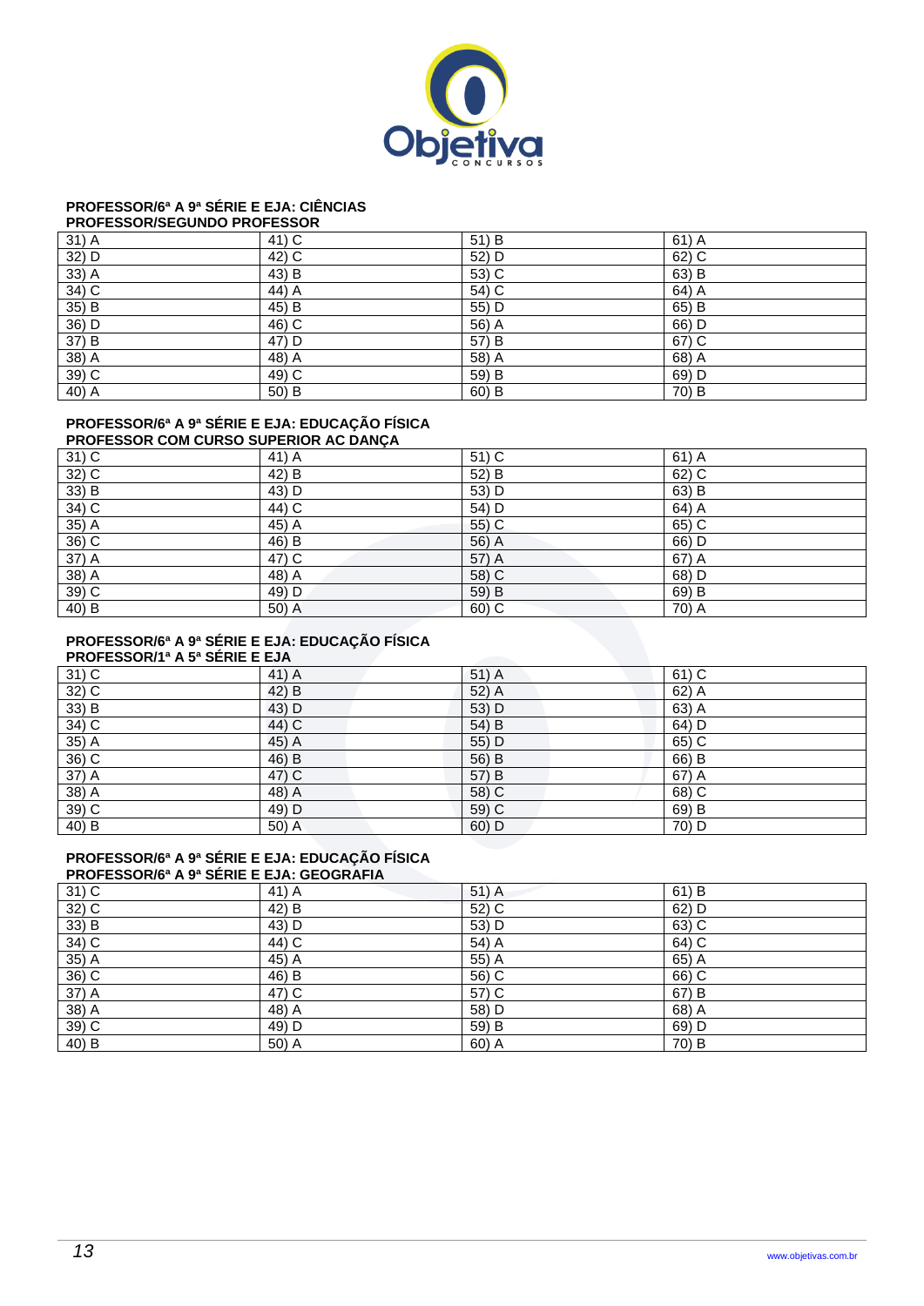**PROFESSOR/6ª A 9ª SÉRIE E EJA: CIÊNCIAS**
**PROFESSOR/SEGUNDO PROFESSOR**

| 31) A | 41) C | 51) B | 61) A |
|---|---|---|---|
| 32) D | 42) C | 52) D | 62) C |
| 33) A | 43) B | 53) C | 63) B |
| 34) C | 44) A | 54) C | 64) A |
| 35) B | 45) B | 55) D | 65) B |
| 36) D | 46) C | 56) A | 66) D |
| 37) B | 47) D | 57) B | 67) C |
| 38) A | 48) A | 58) A | 68) A |
| 39) C | 49) C | 59) B | 69) D |
| 40) A | 50) B | 60) B | 70) B |

**PROFESSOR/6ª A 9ª SÉRIE E EJA: EDUCAÇÃO FÍSICA**
**PROFESSOR COM CURSO SUPERIOR AC DANÇA**

| 31) C | 41) A | 51) C | 61) A |
|---|---|---|---|
| 32) C | 42) B | 52) B | 62) C |
| 33) B | 43) D | 53) D | 63) B |
| 34) C | 44) C | 54) D | 64) A |
| 35) A | 45) A | 55) C | 65) C |
| 36) C | 46) B | 56) A | 66) D |
| 37) A | 47) C | 57) A | 67) A |
| 38) A | 48) A | 58) C | 68) D |
| 39) C | 49) D | 59) B | 69) B |
| 40) B | 50) A | 60) C | 70) A |

**PROFESSOR/6ª A 9ª SÉRIE E EJA: EDUCAÇÃO FÍSICA**
**PROFESSOR/1ª A 5ª SÉRIE E EJA**

| 31) C | 41) A | 51) A | 61) C |
|---|---|---|---|
| 32) C | 42) B | 52) A | 62) A |
| 33) B | 43) D | 53) D | 63) A |
| 34) C | 44) C | 54) B | 64) D |
| 35) A | 45) A | 55) D | 65) C |
| 36) C | 46) B | 56) B | 66) B |
| 37) A | 47) C | 57) B | 67) A |
| 38) A | 48) A | 58) C | 68) C |
| 39) C | 49) D | 59) C | 69) B |
| 40) B | 50) A | 60) D | 70) D |

**PROFESSOR/6ª A 9ª SÉRIE E EJA: EDUCAÇÃO FÍSICA**
**PROFESSOR/6ª A 9ª SÉRIE E EJA: GEOGRAFIA**

| 31) C | 41) A | 51) A | 61) B |
|---|---|---|---|
| 32) C | 42) B | 52) C | 62) D |
| 33) B | 43) D | 53) D | 63) C |
| 34) C | 44) C | 54) A | 64) C |
| 35) A | 45) A | 55) A | 65) A |
| 36) C | 46) B | 56) C | 66) C |
| 37) A | 47) C | 57) C | 67) B |
| 38) A | 48) A | 58) D | 68) A |
| 39) C | 49) D | 59) B | 69) D |
| 40) B | 50) A | 60) A | 70) B |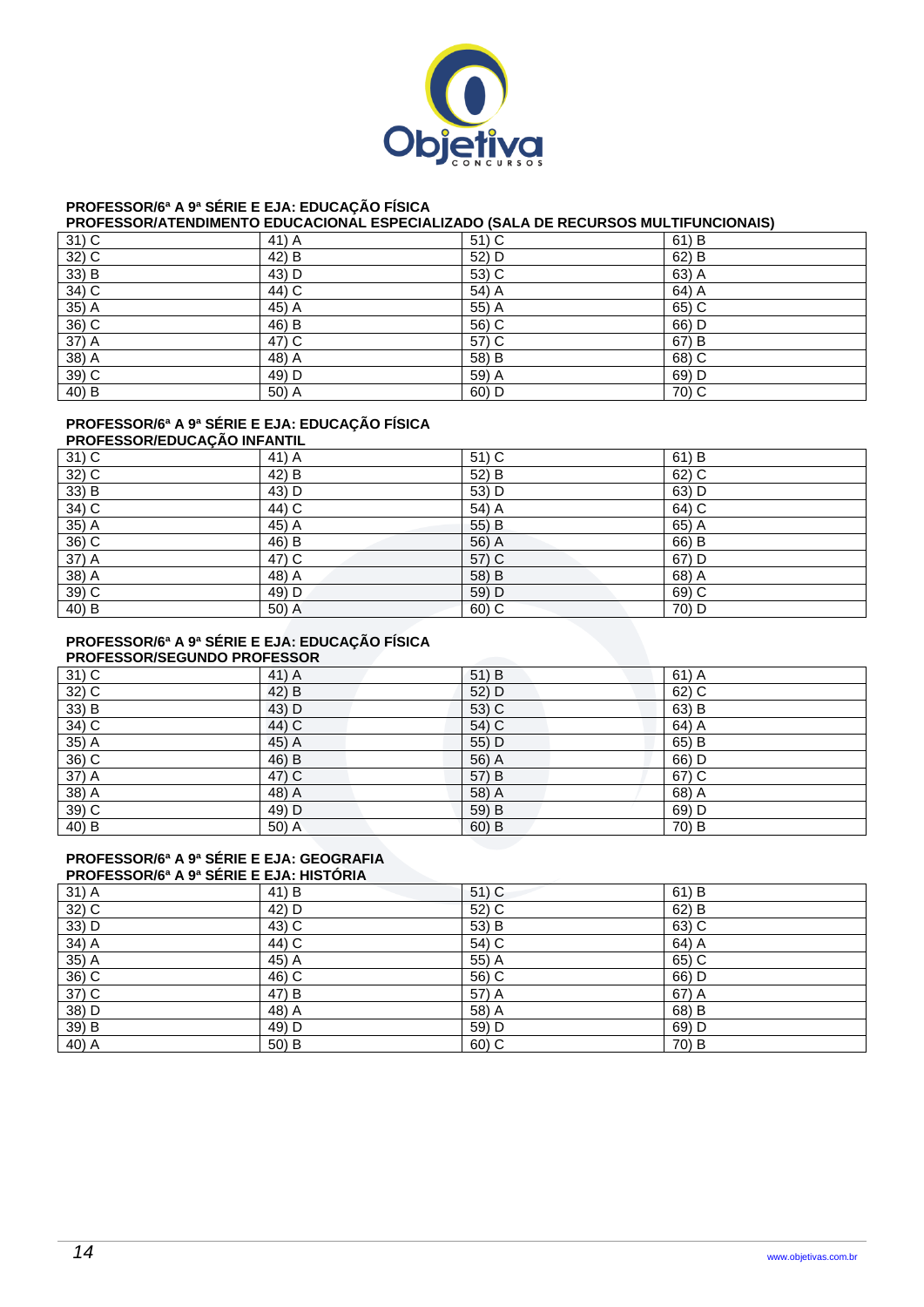**PROFESSOR/6ª A 9ª SÉRIE E EJA: EDUCAÇÃO FÍSICA**
**PROFESSOR/ATENDIMENTO EDUCACIONAL ESPECIALIZADO (SALA DE RECURSOS MULTIFUNCIONAIS)**

| | | | |
|---|---|---|---|
| 31) C | 41) A | 51) C | 61) B |
| 32) C | 42) B | 52) D | 62) B |
| 33) B | 43) D | 53) C | 63) A |
| 34) C | 44) C | 54) A | 64) A |
| 35) A | 45) A | 55) A | 65) C |
| 36) C | 46) B | 56) C | 66) D |
| 37) A | 47) C | 57) C | 67) B |
| 38) A | 48) A | 58) B | 68) C |
| 39) C | 49) D | 59) A | 69) D |
| 40) B | 50) A | 60) D | 70) C |

**PROFESSOR/6ª A 9ª SÉRIE E EJA: EDUCAÇÃO FÍSICA**
**PROFESSOR/EDUCAÇÃO INFANTIL**

| | | | |
|---|---|---|---|
| 31) C | 41) A | 51) C | 61) B |
| 32) C | 42) B | 52) B | 62) C |
| 33) B | 43) D | 53) D | 63) D |
| 34) C | 44) C | 54) A | 64) C |
| 35) A | 45) A | 55) B | 65) A |
| 36) C | 46) B | 56) A | 66) B |
| 37) A | 47) C | 57) C | 67) D |
| 38) A | 48) A | 58) B | 68) A |
| 39) C | 49) D | 59) D | 69) C |
| 40) B | 50) A | 60) C | 70) D |

**PROFESSOR/6ª A 9ª SÉRIE E EJA: EDUCAÇÃO FÍSICA**
**PROFESSOR/SEGUNDO PROFESSOR**

| | | | |
|---|---|---|---|
| 31) C | 41) A | 51) B | 61) A |
| 32) C | 42) B | 52) D | 62) C |
| 33) B | 43) D | 53) C | 63) B |
| 34) C | 44) C | 54) C | 64) A |
| 35) A | 45) A | 55) D | 65) B |
| 36) C | 46) B | 56) A | 66) D |
| 37) A | 47) C | 57) B | 67) C |
| 38) A | 48) A | 58) A | 68) A |
| 39) C | 49) D | 59) B | 69) D |
| 40) B | 50) A | 60) B | 70) B |

**PROFESSOR/6ª A 9ª SÉRIE E EJA: GEOGRAFIA**
**PROFESSOR/6ª A 9ª SÉRIE E EJA: HISTÓRIA**

| | | | |
|---|---|---|---|
| 31) A | 41) B | 51) C | 61) B |
| 32) C | 42) D | 52) C | 62) B |
| 33) D | 43) C | 53) B | 63) C |
| 34) A | 44) C | 54) C | 64) A |
| 35) A | 45) A | 55) A | 65) C |
| 36) C | 46) C | 56) C | 66) D |
| 37) C | 47) B | 57) A | 67) A |
| 38) D | 48) A | 58) A | 68) B |
| 39) B | 49) D | 59) D | 69) D |
| 40) A | 50) B | 60) C | 70) B |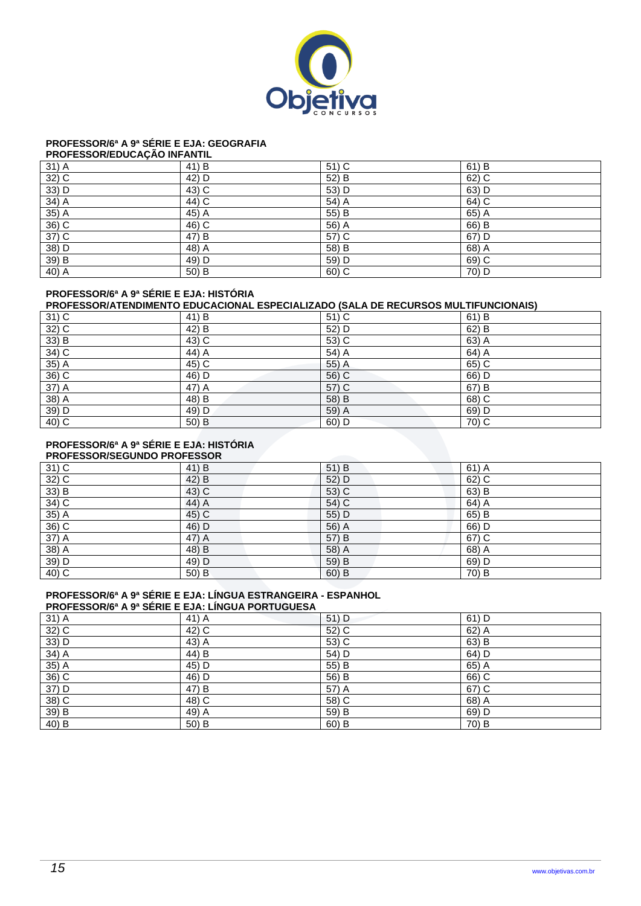**PROFESSOR/6ª A 9ª SÉRIE E EJA: GEOGRAFIA**
**PROFESSOR/EDUCAÇÃO INFANTIL**

| | | | |
|---|---|---|---|
| 31) A | 41) B | 51) C | 61) B |
| 32) C | 42) D | 52) B | 62) C |
| 33) D | 43) C | 53) D | 63) D |
| 34) A | 44) C | 54) A | 64) C |
| 35) A | 45) A | 55) B | 65) A |
| 36) C | 46) C | 56) A | 66) B |
| 37) C | 47) B | 57) C | 67) D |
| 38) D | 48) A | 58) B | 68) A |
| 39) B | 49) D | 59) D | 69) C |
| 40) A | 50) B | 60) C | 70) D |

**PROFESSOR/6ª A 9ª SÉRIE E EJA: HISTÓRIA**
**PROFESSOR/ATENDIMENTO EDUCACIONAL ESPECIALIZADO (SALA DE RECURSOS MULTIFUNCIONAIS)**

| | | | |
|---|---|---|---|
| 31) C | 41) B | 51) C | 61) B |
| 32) C | 42) B | 52) D | 62) B |
| 33) B | 43) C | 53) C | 63) A |
| 34) C | 44) A | 54) A | 64) A |
| 35) A | 45) C | 55) A | 65) C |
| 36) C | 46) D | 56) C | 66) D |
| 37) A | 47) A | 57) C | 67) B |
| 38) A | 48) B | 58) B | 68) C |
| 39) D | 49) D | 59) A | 69) D |
| 40) C | 50) B | 60) D | 70) C |

**PROFESSOR/6ª A 9ª SÉRIE E EJA: HISTÓRIA**
**PROFESSOR/SEGUNDO PROFESSOR**

| | | | |
|---|---|---|---|
| 31) C | 41) B | 51) B | 61) A |
| 32) C | 42) B | 52) D | 62) C |
| 33) B | 43) C | 53) C | 63) B |
| 34) C | 44) A | 54) C | 64) A |
| 35) A | 45) C | 55) D | 65) B |
| 36) C | 46) D | 56) A | 66) D |
| 37) A | 47) A | 57) B | 67) C |
| 38) A | 48) B | 58) A | 68) A |
| 39) D | 49) D | 59) B | 69) D |
| 40) C | 50) B | 60) B | 70) B |

**PROFESSOR/6ª A 9ª SÉRIE E EJA: LÍNGUA ESTRANGEIRA - ESPANHOL**
**PROFESSOR/6ª A 9ª SÉRIE E EJA: LÍNGUA PORTUGUESA**

| | | | |
|---|---|---|---|
| 31) A | 41) A | 51) D | 61) D |
| 32) C | 42) C | 52) C | 62) A |
| 33) D | 43) A | 53) C | 63) B |
| 34) A | 44) B | 54) D | 64) D |
| 35) A | 45) D | 55) B | 65) A |
| 36) C | 46) D | 56) B | 66) C |
| 37) D | 47) B | 57) A | 67) C |
| 38) C | 48) C | 58) C | 68) A |
| 39) B | 49) A | 59) B | 69) D |
| 40) B | 50) B | 60) B | 70) B |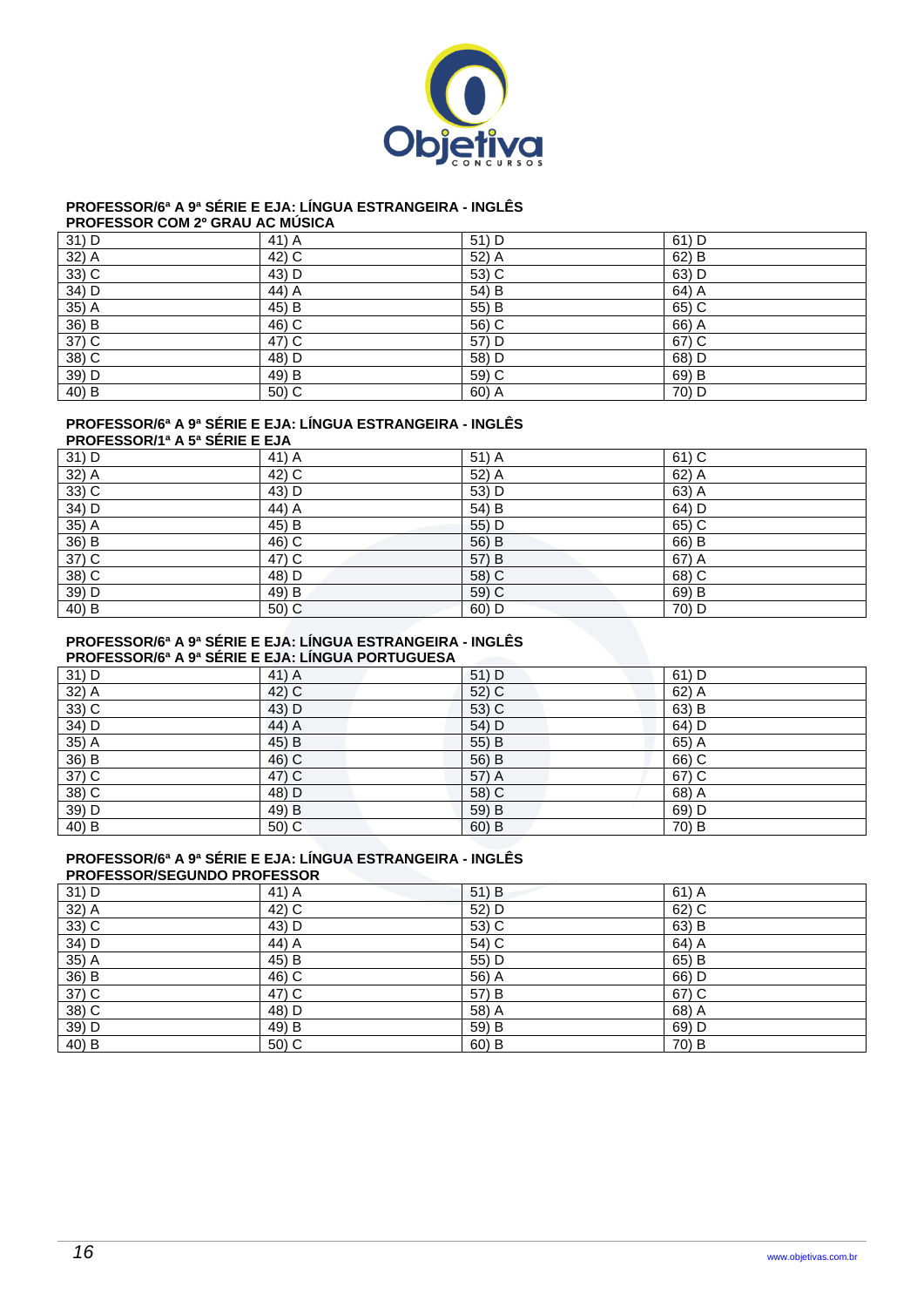**PROFESSOR/6ª A 9ª SÉRIE E EJA: LÍNGUA ESTRANGEIRA - INGLÊS**
**PROFESSOR COM 2º GRAU AC MÚSICA**

| | | | |
|---|---|---|---|
| 31) D | 41) A | 51) D | 61) D |
| 32) A | 42) C | 52) A | 62) B |
| 33) C | 43) D | 53) C | 63) D |
| 34) D | 44) A | 54) B | 64) A |
| 35) A | 45) B | 55) B | 65) C |
| 36) B | 46) C | 56) C | 66) A |
| 37) C | 47) C | 57) D | 67) C |
| 38) C | 48) D | 58) D | 68) D |
| 39) D | 49) B | 59) C | 69) B |
| 40) B | 50) C | 60) A | 70) D |

**PROFESSOR/6ª A 9ª SÉRIE E EJA: LÍNGUA ESTRANGEIRA - INGLÊS**
**PROFESSOR/1ª A 5ª SÉRIE E EJA**

| | | | |
|---|---|---|---|
| 31) D | 41) A | 51) A | 61) C |
| 32) A | 42) C | 52) A | 62) A |
| 33) C | 43) D | 53) D | 63) A |
| 34) D | 44) A | 54) B | 64) D |
| 35) A | 45) B | 55) D | 65) C |
| 36) B | 46) C | 56) B | 66) B |
| 37) C | 47) C | 57) B | 67) A |
| 38) C | 48) D | 58) C | 68) C |
| 39) D | 49) B | 59) C | 69) B |
| 40) B | 50) C | 60) D | 70) D |

**PROFESSOR/6ª A 9ª SÉRIE E EJA: LÍNGUA ESTRANGEIRA - INGLÊS**
**PROFESSOR/6ª A 9ª SÉRIE E EJA: LÍNGUA PORTUGUESA**

| | | | |
|---|---|---|---|
| 31) D | 41) A | 51) D | 61) D |
| 32) A | 42) C | 52) C | 62) A |
| 33) C | 43) D | 53) C | 63) B |
| 34) D | 44) A | 54) D | 64) D |
| 35) A | 45) B | 55) B | 65) A |
| 36) B | 46) C | 56) B | 66) C |
| 37) C | 47) C | 57) A | 67) C |
| 38) C | 48) D | 58) C | 68) A |
| 39) D | 49) B | 59) B | 69) D |
| 40) B | 50) C | 60) B | 70) B |

**PROFESSOR/6ª A 9ª SÉRIE E EJA: LÍNGUA ESTRANGEIRA - INGLÊS**
**PROFESSOR/SEGUNDO PROFESSOR**

| | | | |
|---|---|---|---|
| 31) D | 41) A | 51) B | 61) A |
| 32) A | 42) C | 52) D | 62) C |
| 33) C | 43) D | 53) C | 63) B |
| 34) D | 44) A | 54) C | 64) A |
| 35) A | 45) B | 55) D | 65) B |
| 36) B | 46) C | 56) A | 66) D |
| 37) C | 47) C | 57) B | 67) C |
| 38) C | 48) D | 58) A | 68) A |
| 39) D | 49) B | 59) B | 69) D |
| 40) B | 50) C | 60) B | 70) B |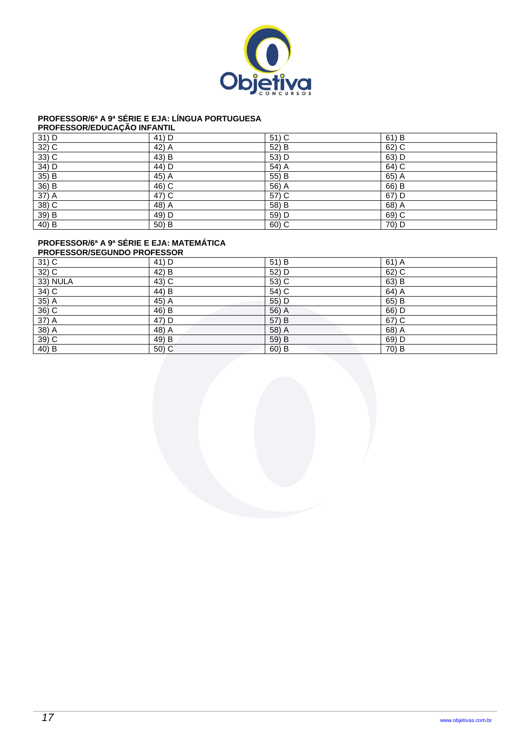**PROFESSOR/6ª A 9ª SÉRIE E EJA: LÍNGUA PORTUGUESA**
**PROFESSOR/EDUCAÇÃO INFANTIL**

| | | | |
|---|---|---|---|
| 31) D | 41) D | 51) C | 61) B |
| 32) C | 42) A | 52) B | 62) C |
| 33) C | 43) B | 53) D | 63) D |
| 34) D | 44) D | 54) A | 64) C |
| 35) B | 45) A | 55) B | 65) A |
| 36) B | 46) C | 56) A | 66) B |
| 37) A | 47) C | 57) C | 67) D |
| 38) C | 48) A | 58) B | 68) A |
| 39) B | 49) D | 59) D | 69) C |
| 40) B | 50) B | 60) C | 70) D |

**PROFESSOR/6ª A 9ª SÉRIE E EJA: MATEMÁTICA**
**PROFESSOR/SEGUNDO PROFESSOR**

| | | | |
|---|---|---|---|
| 31) C | 41) D | 51) B | 61) A |
| 32) C | 42) B | 52) D | 62) C |
| 33) NULA | 43) C | 53) C | 63) B |
| 34) C | 44) B | 54) C | 64) A |
| 35) A | 45) A | 55) D | 65) B |
| 36) C | 46) B | 56) A | 66) D |
| 37) A | 47) D | 57) B | 67) C |
| 38) A | 48) A | 58) A | 68) A |
| 39) C | 49) B | 59) B | 69) D |
| 40) B | 50) C | 60) B | 70) B |